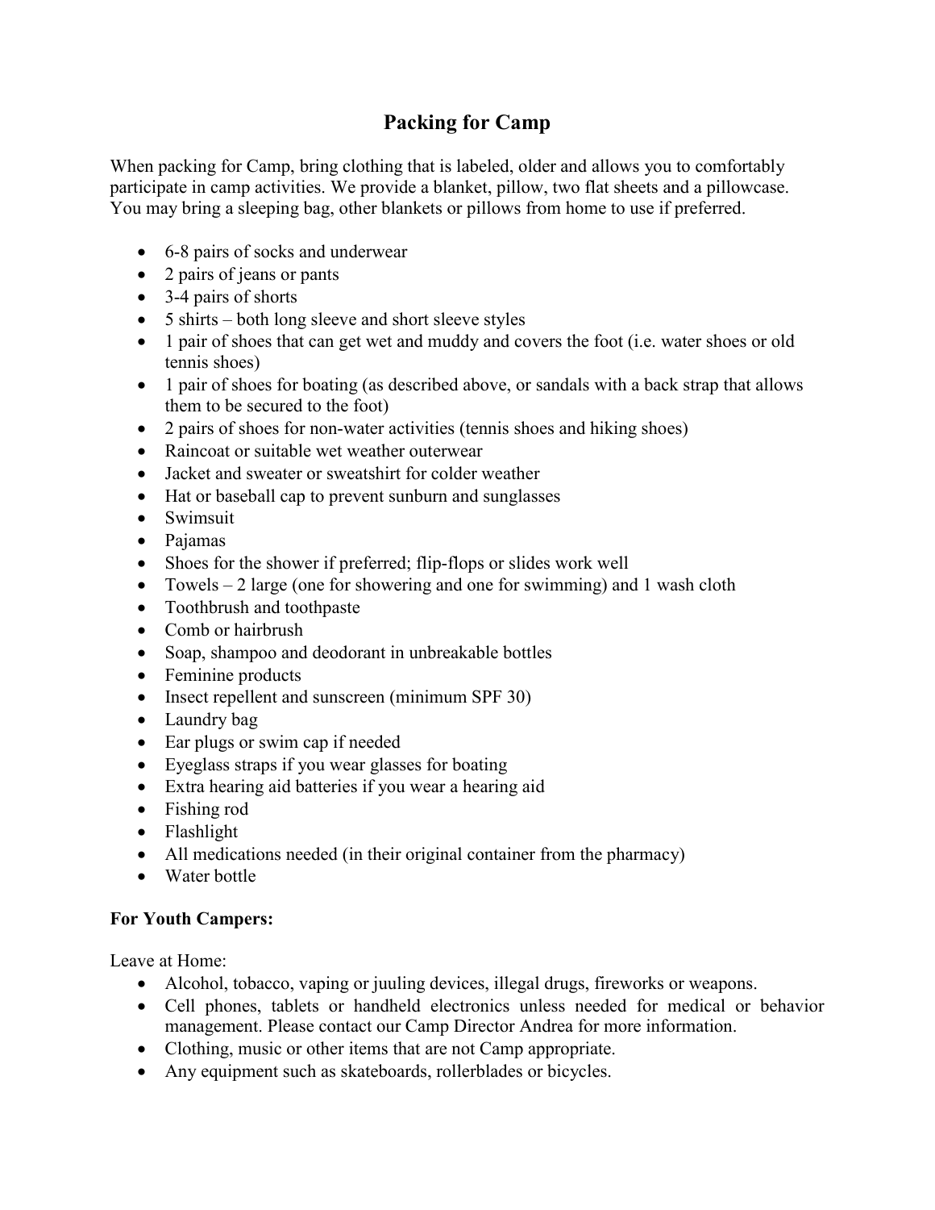# Packing for Camp

When packing for Camp, bring clothing that is labeled, older and allows you to comfortably participate in camp activities. We provide a blanket, pillow, two flat sheets and a pillowcase. You may bring a sleeping bag, other blankets or pillows from home to use if preferred.

- 6-8 pairs of socks and underwear
- 2 pairs of jeans or pants
- 3-4 pairs of shorts
- 5 shirts – both long sleeve and short sleeve styles
- 1 pair of shoes that can get wet and muddy and covers the foot (i.e. water shoes or old tennis shoes)
- 1 pair of shoes for boating (as described above, or sandals with a back strap that allows them to be secured to the foot)
- 2 pairs of shoes for non-water activities (tennis shoes and hiking shoes)
- Raincoat or suitable wet weather outerwear
- Jacket and sweater or sweatshirt for colder weather
- Hat or baseball cap to prevent sunburn and sunglasses
- Swimsuit
- Pajamas
- Shoes for the shower if preferred; flip-flops or slides work well
- Towels – 2 large (one for showering and one for swimming) and 1 wash cloth
- Toothbrush and toothpaste
- Comb or hairbrush
- Soap, shampoo and deodorant in unbreakable bottles
- Feminine products
- Insect repellent and sunscreen (minimum SPF 30)
- Laundry bag
- Ear plugs or swim cap if needed
- Eyeglass straps if you wear glasses for boating
- Extra hearing aid batteries if you wear a hearing aid
- Fishing rod
- Flashlight
- All medications needed (in their original container from the pharmacy)
- Water bottle

**For Youth Campers:**

Leave at Home:

- Alcohol, tobacco, vaping or juuling devices, illegal drugs, fireworks or weapons.
- Cell phones, tablets or handheld electronics unless needed for medical or behavior management. Please contact our Camp Director Andrea for more information.
- Clothing, music or other items that are not Camp appropriate.
- Any equipment such as skateboards, rollerblades or bicycles.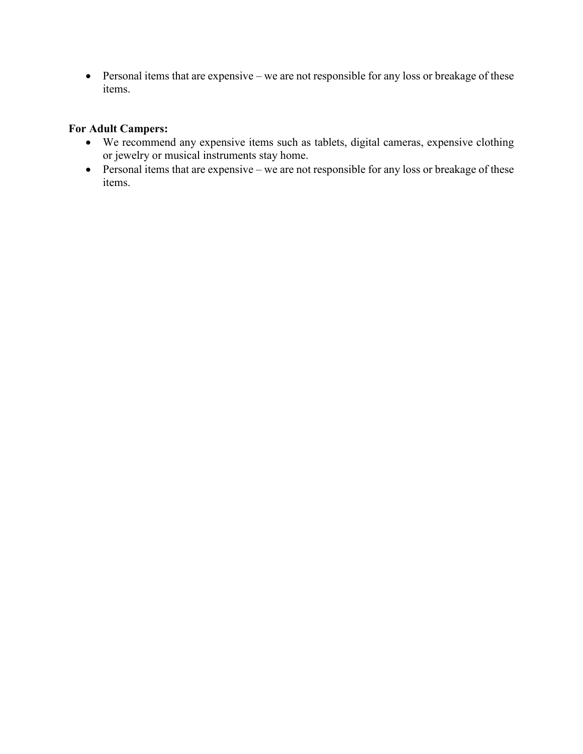- Personal items that are expensive – we are not responsible for any loss or breakage of these items.

**For Adult Campers:**

- We recommend any expensive items such as tablets, digital cameras, expensive clothing or jewelry or musical instruments stay home.
- Personal items that are expensive – we are not responsible for any loss or breakage of these items.